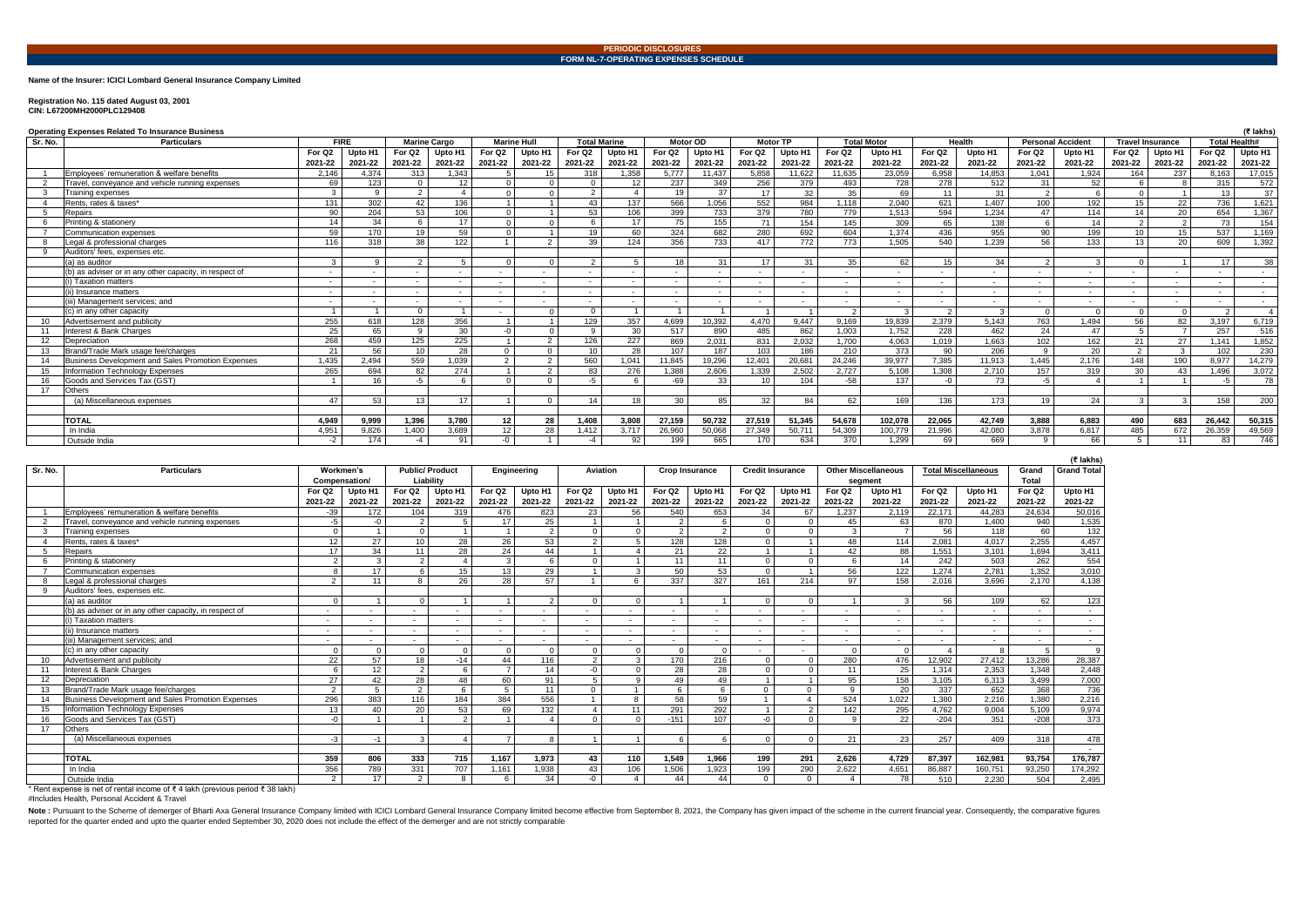**PERIODIC DISCLOSURES**

**FORM NL-7-OPERATING EXPENSES SCHEDULE**

**Name of the Insurer: ICICI Lombard General Insurance Company Limited**

**Registration No. 115 dated August 03, 2001**
**CIN: L67200MH2000PLC129408**

**Operating Expenses Related To Insurance Business** (₹ lakhs)

| Sr. No. | Particulars | FIRE | | Marine Cargo | | Marine Hull | | Total Marine | | Motor OD | | Motor TP | | Total Motor | | Health | | Personal Accident | | Travel Insurance | | Total Health# | |
|---|---|---|---|---|---|---|---|---|---|---|---|---|---|---|---|---|---|---|---|---|---|---|---|
| | | For Q2 2021-22 | Upto H1 2021-22 | For Q2 2021-22 | Upto H1 2021-22 | For Q2 2021-22 | Upto H1 2021-22 | For Q2 2021-22 | Upto H1 2021-22 | For Q2 2021-22 | Upto H1 2021-22 | For Q2 2021-22 | Upto H1 2021-22 | For Q2 2021-22 | Upto H1 2021-22 | For Q2 2021-22 | Upto H1 2021-22 | For Q2 2021-22 | Upto H1 2021-22 | For Q2 2021-22 | Upto H1 2021-22 | For Q2 2021-22 | Upto H1 2021-22 |
| 1 | Employees' remuneration & welfare benefits | 2,146 | 4,374 | 313 | 1,343 | 5 | 15 | 318 | 1,358 | 5,777 | 11,437 | 5,858 | 11,622 | 11,635 | 23,059 | 6,958 | 14,853 | 1,041 | 1,924 | 164 | 237 | 8,163 | 17,015 |
| 2 | Travel, conveyance and vehicle running expenses | 69 | 123 | 0 | 12 | 0 | 0 | 0 | 12 | 237 | 349 | 256 | 379 | 493 | 728 | 278 | 512 | 31 | 52 | 6 | 8 | 315 | 572 |
| 3 | Training expenses | 3 | 9 | 2 | 4 | 0 | 0 | 2 | 4 | 19 | 37 | 17 | 32 | 35 | 69 | 11 | 31 | 2 | 6 | 0 | 1 | 13 | 37 |
| 4 | Rents, rates & taxes* | 131 | 302 | 42 | 136 | 1 | 1 | 43 | 137 | 566 | 1,056 | 552 | 984 | 1,118 | 2,040 | 621 | 1,407 | 100 | 192 | 15 | 22 | 736 | 1,621 |
| 5 | Repairs | 90 | 204 | 53 | 106 | 0 | 1 | 53 | 106 | 399 | 733 | 379 | 780 | 779 | 1,513 | 594 | 1,234 | 47 | 114 | 14 | 20 | 654 | 1,367 |
| 6 | Printing & stationery | 14 | 34 | 6 | 17 | 0 | 0 | 6 | 17 | 75 | 155 | 71 | 154 | 145 | 309 | 65 | 138 | 6 | 14 | 2 | 2 | 73 | 154 |
| 7 | Communication expenses | 59 | 170 | 19 | 59 | 0 | 1 | 19 | 60 | 324 | 682 | 280 | 692 | 604 | 1,374 | 436 | 955 | 90 | 199 | 10 | 15 | 537 | 1,169 |
| 8 | Legal & professional charges | 116 | 318 | 38 | 122 | 1 | 2 | 39 | 124 | 356 | 733 | 417 | 772 | 773 | 1,505 | 540 | 1,239 | 56 | 133 | 13 | 20 | 609 | 1,392 |
| 9 | Auditors' fees, expenses etc. | | | | | | | | | | | | | | | | | | | | | | |
| | (a) as auditor | 3 | 9 | 2 | 5 | 0 | 0 | 2 | 5 | 18 | 31 | 17 | 31 | 35 | 62 | 15 | 34 | 2 | 3 | 0 | 1 | 17 | 38 |
| | (b) as adviser or in any other capacity, in respect of | - | - | - | - | - | - | - | - | - | - | - | - | - | - | - | - | - | - | - | - | - | - |
| | (i) Taxation matters | - | - | - | - | - | - | - | - | - | - | - | - | - | - | - | - | - | - | - | - | - | - |
| | (ii) Insurance matters | - | - | - | - | - | - | - | - | - | - | - | - | - | - | - | - | - | - | - | - | - | - |
| | (iii) Management services; and | - | - | - | - | - | - | - | - | - | - | - | - | - | - | - | - | - | - | - | - | - | - |
| | (c) in any other capacity | 1 | 1 | 0 | 1 | - | 0 | 0 | 1 | 1 | 1 | 1 | 1 | 2 | 3 | 2 | 3 | 0 | 0 | 0 | 0 | 2 | 4 |
| 10 | Advertisement and publicity | 255 | 618 | 128 | 356 | 1 | 1 | 129 | 357 | 4,699 | 10,392 | 4,470 | 9,447 | 9,169 | 19,839 | 2,379 | 5,143 | 763 | 1,494 | 56 | 82 | 3,197 | 6,719 |
| 11 | Interest & Bank Charges | 25 | 65 | 9 | 30 | -0 | 0 | 9 | 30 | 517 | 890 | 485 | 862 | 1,003 | 1,752 | 228 | 462 | 24 | 47 | 5 | 7 | 257 | 516 |
| 12 | Depreciation | 268 | 459 | 125 | 225 | 1 | 2 | 126 | 227 | 869 | 2,031 | 831 | 2,032 | 1,700 | 4,063 | 1,019 | 1,663 | 102 | 162 | 21 | 27 | 1,141 | 1,852 |
| 13 | Brand/Trade Mark usage fee/charges | 21 | 56 | 10 | 28 | 0 | 0 | 10 | 28 | 107 | 187 | 103 | 186 | 210 | 373 | 90 | 206 | 9 | 20 | 2 | 3 | 102 | 230 |
| 14 | Business Development and Sales Promotion Expenses | 1,435 | 2,494 | 559 | 1,039 | 2 | 2 | 560 | 1,041 | 11,845 | 19,296 | 12,401 | 20,681 | 24,246 | 39,977 | 7,385 | 11,913 | 1,445 | 2,176 | 148 | 190 | 8,977 | 14,279 |
| 15 | Information Technology Expenses | 265 | 694 | 82 | 274 | 1 | 2 | 83 | 276 | 1,388 | 2,606 | 1,339 | 2,502 | 2,727 | 5,108 | 1,308 | 2,710 | 157 | 319 | 30 | 43 | 1,496 | 3,072 |
| 16 | Goods and Services Tax (GST) | 1 | 16 | -5 | 6 | 0 | 0 | -5 | 6 | -69 | 33 | 10 | 104 | -58 | 137 | -0 | 73 | -5 | 4 | 1 | 1 | -5 | 78 |
| 17 | Others | | | | | | | | | | | | | | | | | | | | | | |
| | (a) Miscellaneous expenses | 47 | 53 | 13 | 17 | 1 | 0 | 14 | 18 | 30 | 85 | 32 | 84 | 62 | 169 | 136 | 173 | 19 | 24 | 3 | 3 | 158 | 200 |
| | **TOTAL** | **4,949** | **9,999** | **1,396** | **3,780** | **12** | **28** | **1,408** | **3,808** | **27,159** | **50,732** | **27,519** | **51,345** | **54,678** | **102,078** | **22,065** | **42,749** | **3,888** | **6,883** | **490** | **683** | **26,442** | **50,315** |
| | In India | 4,951 | 9,826 | 1,400 | 3,689 | 12 | 28 | 1,412 | 3,717 | 26,960 | 50,068 | 27,349 | 50,711 | 54,309 | 100,779 | 21,996 | 42,080 | 3,878 | 6,817 | 485 | 672 | 26,359 | 49,569 |
| | Outside India | -2 | 174 | -4 | 91 | -0 | 1 | -4 | 92 | 199 | 665 | 170 | 634 | 370 | 1,299 | 69 | 669 | 9 | 66 | 5 | 11 | 83 | 746 |

(₹ lakhs)

| Sr. No. | Particulars | Workmen's Compensation/ | | Public/ Product Liability | | Engineering | | Aviation | | Crop Insurance | | Credit Insurance | | Other Miscellaneous segment | | Total Miscellaneous | | Grand Total | Grand Total |
|---|---|---|---|---|---|---|---|---|---|---|---|---|---|---|---|---|---|---|---|
| | | For Q2 2021-22 | Upto H1 2021-22 | For Q2 2021-22 | Upto H1 2021-22 | For Q2 2021-22 | Upto H1 2021-22 | For Q2 2021-22 | Upto H1 2021-22 | For Q2 2021-22 | Upto H1 2021-22 | For Q2 2021-22 | Upto H1 2021-22 | For Q2 2021-22 | Upto H1 2021-22 | For Q2 2021-22 | Upto H1 2021-22 | For Q2 2021-22 | Upto H1 2021-22 |
| 1 | Employees' remuneration & welfare benefits | -39 | 172 | 104 | 319 | 476 | 823 | 23 | 56 | 540 | 653 | 34 | 67 | 1,237 | 2,119 | 22,171 | 44,283 | 24,634 | 50,016 |
| 2 | Travel, conveyance and vehicle running expenses | -5 | -0 | 2 | 5 | 17 | 25 | 1 | 1 | 2 | 6 | 0 | 0 | 45 | 63 | 870 | 1,400 | 940 | 1,535 |
| 3 | Training expenses | 0 | 1 | 0 | 1 | 1 | 2 | 0 | 0 | 2 | 2 | 0 | 0 | 3 | 7 | 56 | 118 | 60 | 132 |
| 4 | Rents, rates & taxes* | 12 | 27 | 10 | 28 | 26 | 53 | 2 | 5 | 128 | 128 | 0 | 1 | 48 | 114 | 2,081 | 4,017 | 2,255 | 4,457 |
| 5 | Repairs | 17 | 34 | 11 | 28 | 24 | 44 | 1 | 4 | 21 | 22 | 1 | 1 | 42 | 88 | 1,551 | 3,101 | 1,694 | 3,411 |
| 6 | Printing & stationery | 2 | 3 | 2 | 4 | 3 | 6 | 0 | 1 | 11 | 11 | 0 | 0 | 6 | 14 | 242 | 503 | 262 | 554 |
| 7 | Communication expenses | 8 | 17 | 6 | 15 | 13 | 29 | 1 | 3 | 50 | 53 | 0 | 1 | 56 | 122 | 1,274 | 2,781 | 1,352 | 3,010 |
| 8 | Legal & professional charges | 2 | 11 | 8 | 26 | 28 | 57 | 1 | 6 | 337 | 327 | 161 | 214 | 97 | 158 | 2,016 | 3,696 | 2,170 | 4,138 |
| 9 | Auditors' fees, expenses etc. | | | | | | | | | | | | | | | | | | |
| | (a) as auditor | 0 | 1 | 0 | 1 | 1 | 2 | 0 | 0 | 1 | 1 | 0 | 0 | 1 | 3 | 56 | 109 | 62 | 123 |
| | (b) as adviser or in any other capacity, in respect of | - | - | - | - | - | - | - | - | - | - | - | - | - | - | - | - | - | - |
| | (i) Taxation matters | - | - | - | - | - | - | - | - | - | - | - | - | - | - | - | - | - | - |
| | (ii) Insurance matters | - | - | - | - | - | - | - | - | - | - | - | - | - | - | - | - | - | - |
| | (iii) Management services; and | - | - | - | - | - | - | - | - | - | - | - | - | - | - | - | - | - | - |
| | (c) in any other capacity | 0 | 0 | 0 | 0 | 0 | 0 | 0 | 0 | 0 | 0 | - | - | 0 | 0 | 4 | 8 | 5 | 9 |
| 10 | Advertisement and publicity | 22 | 57 | 18 | -14 | 44 | 116 | 2 | 3 | 170 | 216 | 0 | 0 | 280 | 476 | 12,902 | 27,412 | 13,286 | 28,387 |
| 11 | Interest & Bank Charges | 6 | 12 | 2 | 6 | 7 | 14 | -0 | 0 | 28 | 28 | 0 | 0 | 11 | 25 | 1,314 | 2,353 | 1,348 | 2,448 |
| 12 | Depreciation | 27 | 42 | 28 | 48 | 60 | 91 | 5 | 9 | 49 | 49 | 1 | 1 | 95 | 158 | 3,105 | 6,313 | 3,499 | 7,000 |
| 13 | Brand/Trade Mark usage fee/charges | 2 | 5 | 2 | 6 | 5 | 11 | 0 | 1 | 6 | 6 | 0 | 0 | 9 | 20 | 337 | 652 | 368 | 736 |
| 14 | Business Development and Sales Promotion Expenses | 296 | 383 | 116 | 184 | 384 | 556 | 1 | 8 | 58 | 59 | 1 | 4 | 524 | 1,022 | 1,380 | 2,216 | 1,380 | 2,216 |
| 15 | Information Technology Expenses | 13 | 40 | 20 | 53 | 69 | 132 | 4 | 11 | 291 | 292 | 1 | 2 | 142 | 295 | 4,762 | 9,004 | 5,109 | 9,974 |
| 16 | Goods and Services Tax (GST) | -0 | 1 | 1 | 2 | 1 | 4 | 0 | 0 | -151 | 107 | -0 | 0 | 9 | 22 | -204 | 351 | -208 | 373 |
| 17 | Others | | | | | | | | | | | | | | | | | | |
| | (a) Miscellaneous expenses | -3 | -1 | 3 | 4 | 7 | 8 | 1 | 1 | 6 | 6 | 0 | 0 | 21 | 23 | 257 | 409 | 318 | 478 |
| | | | | | | | | | | | | | | | | | | | - |
| | **TOTAL** | **359** | **806** | **333** | **715** | **1,167** | **1,973** | **43** | **110** | **1,549** | **1,966** | **199** | **291** | **2,626** | **4,729** | **87,397** | **162,981** | **93,754** | **176,787** |
| | In India | 356 | 789 | 331 | 707 | 1,161 | 1,938 | 43 | 106 | 1,506 | 1,923 | 199 | 290 | 2,622 | 4,651 | 86,887 | 160,751 | 93,250 | 174,292 |
| | Outside India | 2 | 17 | 2 | 8 | 6 | 34 | -0 | 4 | 44 | 44 | 0 | 0 | 4 | 78 | 510 | 2,230 | 504 | 2,495 |

\* Rent expense is net of rental income of ₹ 4 lakh (previous period ₹ 38 lakh)
#Includes Health, Personal Accident & Travel

**Note :** Pursuant to the Scheme of demerger of Bharti Axa General Insurance Company limited with ICICI Lombard General Insurance Company limited become effective from September 8, 2021, the Company has given impact of the scheme in the current financial year. Consequently, the comparative figures reported for the quarter ended and upto the quarter ended September 30, 2020 does not include the effect of the demerger and are not strictly comparable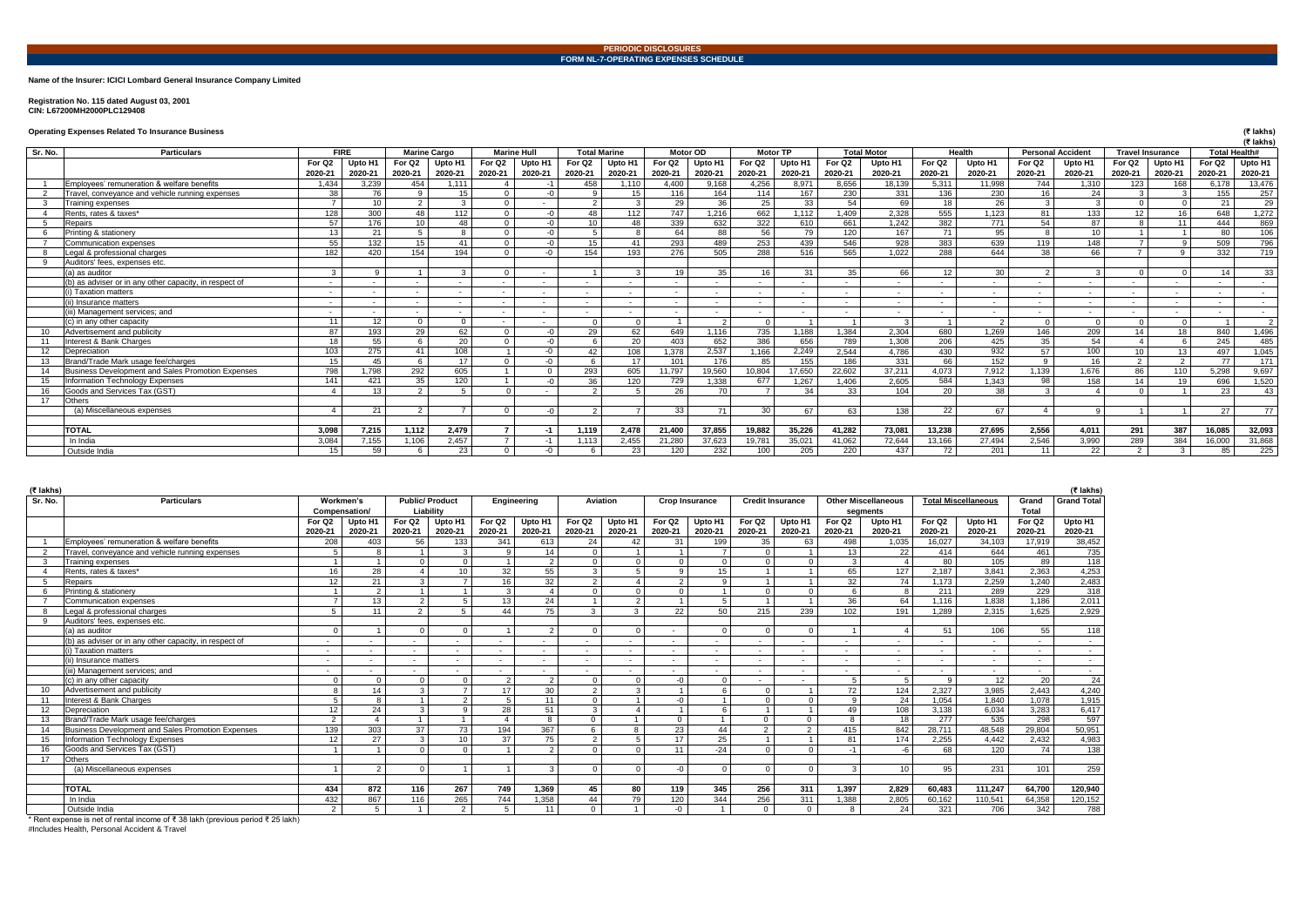**PERIODIC DISCLOSURES**

**FORM NL-7-OPERATING EXPENSES SCHEDULE**

**Name of the Insurer: ICICI Lombard General Insurance Company Limited**

**Registration No. 115 dated August 03, 2001**
**CIN: L67200MH2000PLC129408**

**Operating Expenses Related To Insurance Business**

(₹ lakhs)
(₹ lakhs)

| Sr. No. | Particulars | FIRE | | Marine Cargo | | Marine Hull | | Total Marine | | Motor OD | | Motor TP | | Total Motor | | Health | | Personal Accident | | Travel Insurance | | Total Health# | |
|---|---|---|---|---|---|---|---|---|---|---|---|---|---|---|---|---|---|---|---|---|---|---|---|
| | | For Q2 2020-21 | Upto H1 2020-21 | For Q2 2020-21 | Upto H1 2020-21 | For Q2 2020-21 | Upto H1 2020-21 | For Q2 2020-21 | Upto H1 2020-21 | For Q2 2020-21 | Upto H1 2020-21 | For Q2 2020-21 | Upto H1 2020-21 | For Q2 2020-21 | Upto H1 2020-21 | For Q2 2020-21 | Upto H1 2020-21 | For Q2 2020-21 | Upto H1 2020-21 | For Q2 2020-21 | Upto H1 2020-21 | For Q2 2020-21 | Upto H1 2020-21 |
| 1 | Employees' remuneration & welfare benefits | 1,434 | 3,239 | 454 | 1,111 | 4 | -1 | 458 | 1,110 | 4,400 | 9,168 | 4,256 | 8,971 | 8,656 | 18,139 | 5,311 | 11,998 | 744 | 1,310 | 123 | 168 | 6,178 | 13,476 |
| 2 | Travel, conveyance and vehicle running expenses | 38 | 76 | 9 | 15 | 0 | -0 | 9 | 15 | 116 | 164 | 114 | 167 | 230 | 331 | 136 | 230 | 16 | 24 | 3 | 3 | 155 | 257 |
| 3 | Training expenses | 7 | 10 | 2 | 3 | 0 | - | 2 | 3 | 29 | 36 | 25 | 33 | 54 | 69 | 18 | 26 | 3 | 3 | 0 | 0 | 21 | 29 |
| 4 | Rents, rates & taxes* | 128 | 300 | 48 | 112 | 0 | -0 | 48 | 112 | 747 | 1,216 | 662 | 1,112 | 1,409 | 2,328 | 555 | 1,123 | 81 | 133 | 12 | 16 | 648 | 1,272 |
| 5 | Repairs | 57 | 176 | 10 | 48 | 0 | -0 | 10 | 48 | 339 | 632 | 322 | 610 | 661 | 1,242 | 382 | 771 | 54 | 87 | 8 | 11 | 444 | 869 |
| 6 | Printing & stationery | 13 | 21 | 5 | 8 | 0 | -0 | 5 | 8 | 64 | 88 | 56 | 79 | 120 | 167 | 71 | 95 | 8 | 10 | 1 | 1 | 80 | 106 |
| 7 | Communication expenses | 55 | 132 | 15 | 41 | 0 | -0 | 15 | 41 | 293 | 489 | 253 | 439 | 546 | 928 | 383 | 639 | 119 | 148 | 7 | 9 | 509 | 796 |
| 8 | Legal & professional charges | 182 | 420 | 154 | 194 | 0 | -0 | 154 | 193 | 276 | 505 | 288 | 516 | 565 | 1,022 | 288 | 644 | 38 | 66 | 7 | 9 | 332 | 719 |
| 9 | Auditors' fees, expenses etc. | | | | | | | | | | | | | | | | | | | | | | |
| | (a) as auditor | 3 | 9 | 1 | 3 | 0 | - | 1 | 3 | 19 | 35 | 16 | 31 | 35 | 66 | 12 | 30 | 2 | 3 | 0 | 0 | 14 | 33 |
| | (b) as adviser or in any other capacity, in respect of | - | - | - | - | - | - | - | - | - | - | - | - | - | - | - | - | - | - | - | - | - | - |
| | (i) Taxation matters | - | - | - | - | - | - | - | - | - | - | - | - | - | - | - | - | - | - | - | - | - | - |
| | (ii) Insurance matters | - | - | - | - | - | - | - | - | - | - | - | - | - | - | - | - | - | - | - | - | - | - |
| | (iii) Management services; and | - | - | - | - | - | - | - | - | - | - | - | - | - | - | - | - | - | - | - | - | - | - |
| | (c) in any other capacity | 11 | 12 | 0 | 0 | - | - | 0 | 0 | 1 | 2 | 0 | 1 | 1 | 3 | 1 | 2 | 0 | 0 | 0 | 0 | 1 | 2 |
| 10 | Advertisement and publicity | 87 | 193 | 29 | 62 | 0 | -0 | 29 | 62 | 649 | 1,116 | 735 | 1,188 | 1,384 | 2,304 | 680 | 1,269 | 146 | 209 | 14 | 18 | 840 | 1,496 |
| 11 | Interest & Bank Charges | 18 | 55 | 6 | 20 | 0 | -0 | 6 | 20 | 403 | 652 | 386 | 656 | 789 | 1,308 | 206 | 425 | 35 | 54 | 4 | 6 | 245 | 485 |
| 12 | Depreciation | 103 | 275 | 41 | 108 | 1 | -0 | 42 | 108 | 1,378 | 2,537 | 1,166 | 2,249 | 2,544 | 4,786 | 430 | 932 | 57 | 100 | 10 | 13 | 497 | 1,045 |
| 13 | Brand/Trade Mark usage fee/charges | 15 | 45 | 6 | 17 | 0 | -0 | 6 | 17 | 101 | 176 | 85 | 155 | 186 | 331 | 66 | 152 | 9 | 16 | 2 | 2 | 77 | 171 |
| 14 | Business Development and Sales Promotion Expenses | 798 | 1,798 | 292 | 605 | 1 | 0 | 293 | 605 | 11,797 | 19,560 | 10,804 | 17,650 | 22,602 | 37,211 | 4,073 | 7,912 | 1,139 | 1,676 | 86 | 110 | 5,298 | 9,697 |
| 15 | Information Technology Expenses | 141 | 421 | 35 | 120 | 1 | -0 | 36 | 120 | 729 | 1,338 | 677 | 1,267 | 1,406 | 2,605 | 584 | 1,343 | 98 | 158 | 14 | 19 | 696 | 1,520 |
| 16 | Goods and Services Tax (GST) | 4 | 13 | 2 | 5 | 0 | - | 2 | 5 | 26 | 70 | 7 | 34 | 33 | 104 | 20 | 38 | 3 | 4 | 0 | 1 | 23 | 43 |
| 17 | Others | | | | | | | | | | | | | | | | | | | | | | |
| | (a) Miscellaneous expenses | 4 | 21 | 2 | 7 | 0 | -0 | 2 | 7 | 33 | 71 | 30 | 67 | 63 | 138 | 22 | 67 | 4 | 9 | 1 | 1 | 27 | 77 |
| | **TOTAL** | **3,098** | **7,215** | **1,112** | **2,479** | **7** | **-1** | **1,119** | **2,478** | **21,400** | **37,855** | **19,882** | **35,226** | **41,282** | **73,081** | **13,238** | **27,695** | **2,556** | **4,011** | **291** | **387** | **16,085** | **32,093** |
| | In India | 3,084 | 7,155 | 1,106 | 2,457 | 7 | -1 | 1,113 | 2,455 | 21,280 | 37,623 | 19,781 | 35,021 | 41,062 | 72,644 | 13,166 | 27,494 | 2,546 | 3,990 | 289 | 384 | 16,000 | 31,868 |
| | Outside India | 15 | 59 | 6 | 23 | 0 | -0 | 6 | 23 | 120 | 232 | 100 | 205 | 220 | 437 | 72 | 201 | 11 | 22 | 2 | 3 | 85 | 225 |

(₹ lakhs) (₹ lakhs)

| Sr. No. | Particulars | Workmen's Compensation/ | | Public/ Product Liability | | Engineering | | Aviation | | Crop Insurance | | Credit Insurance | | Other Miscellaneous segments | | Total Miscellaneous | | Grand Total | Grand Total |
|---|---|---|---|---|---|---|---|---|---|---|---|---|---|---|---|---|---|---|---|
| | | For Q2 2020-21 | Upto H1 2020-21 | For Q2 2020-21 | Upto H1 2020-21 | For Q2 2020-21 | Upto H1 2020-21 | For Q2 2020-21 | Upto H1 2020-21 | For Q2 2020-21 | Upto H1 2020-21 | For Q2 2020-21 | Upto H1 2020-21 | For Q2 2020-21 | Upto H1 2020-21 | For Q2 2020-21 | Upto H1 2020-21 | For Q2 2020-21 | Upto H1 2020-21 |
| 1 | Employees' remuneration & welfare benefits | 208 | 403 | 56 | 133 | 341 | 613 | 24 | 42 | 31 | 199 | 35 | 63 | 498 | 1,035 | 16,027 | 34,103 | 17,919 | 38,452 |
| 2 | Travel, conveyance and vehicle running expenses | 5 | 8 | 1 | 3 | 9 | 14 | 0 | 1 | 1 | 7 | 0 | 1 | 13 | 22 | 414 | 644 | 461 | 735 |
| 3 | Training expenses | 1 | 1 | 0 | 0 | 1 | 2 | 0 | 0 | 0 | 0 | 0 | 0 | 3 | 4 | 80 | 105 | 89 | 118 |
| 4 | Rents, rates & taxes* | 16 | 28 | 4 | 10 | 32 | 55 | 3 | 5 | 9 | 15 | 1 | 1 | 65 | 127 | 2,187 | 3,841 | 2,363 | 4,253 |
| 5 | Repairs | 12 | 21 | 3 | 7 | 16 | 32 | 2 | 4 | 2 | 9 | 1 | 1 | 32 | 74 | 1,173 | 2,259 | 1,240 | 2,483 |
| 6 | Printing & stationery | 1 | 2 | 1 | 1 | 3 | 4 | 0 | 0 | 0 | 1 | 0 | 0 | 6 | 8 | 211 | 289 | 229 | 318 |
| 7 | Communication expenses | 7 | 13 | 2 | 5 | 13 | 24 | 1 | 2 | 1 | 5 | 1 | 1 | 36 | 64 | 1,116 | 1,838 | 1,186 | 2,011 |
| 8 | Legal & professional charges | 5 | 11 | 2 | 5 | 44 | 75 | 3 | 3 | 22 | 50 | 215 | 239 | 102 | 191 | 1,289 | 2,315 | 1,625 | 2,929 |
| 9 | Auditors' fees, expenses etc. | | | | | | | | | | | | | | | | | | |
| | (a) as auditor | 0 | 1 | 0 | 0 | 1 | 2 | 0 | 0 | - | 0 | 0 | 0 | 1 | 4 | 51 | 106 | 55 | 118 |
| | (b) as adviser or in any other capacity, in respect of | - | - | - | - | - | - | - | - | - | - | - | - | - | - | - | - | - | - |
| | (i) Taxation matters | - | - | - | - | - | - | - | - | - | - | - | - | - | - | - | - | - | - |
| | (ii) Insurance matters | - | - | - | - | - | - | - | - | - | - | - | - | - | - | - | - | - | - |
| | (iii) Management services; and | - | - | - | - | - | - | - | - | - | - | - | - | - | - | - | - | - | - |
| | (c) in any other capacity | 0 | 0 | 0 | 0 | 2 | 2 | 0 | 0 | -0 | 0 | - | - | 5 | 5 | 9 | 12 | 20 | 24 |
| 10 | Advertisement and publicity | 8 | 14 | 3 | 7 | 17 | 30 | 2 | 3 | 1 | 6 | 0 | 1 | 72 | 124 | 2,327 | 3,985 | 2,443 | 4,240 |
| 11 | Interest & Bank Charges | 5 | 8 | 1 | 2 | 5 | 11 | 0 | 1 | -0 | 1 | 0 | 0 | 9 | 24 | 1,054 | 1,840 | 1,078 | 1,915 |
| 12 | Depreciation | 12 | 24 | 3 | 9 | 28 | 51 | 3 | 4 | 1 | 6 | 1 | 1 | 49 | 108 | 3,138 | 6,034 | 3,283 | 6,417 |
| 13 | Brand/Trade Mark usage fee/charges | 2 | 4 | 1 | 1 | 4 | 8 | 0 | 1 | 0 | 1 | 0 | 0 | 8 | 18 | 277 | 535 | 298 | 597 |
| 14 | Business Development and Sales Promotion Expenses | 139 | 303 | 37 | 73 | 194 | 367 | 6 | 8 | 23 | 44 | 2 | 2 | 415 | 842 | 28,711 | 48,548 | 29,804 | 50,951 |
| 15 | Information Technology Expenses | 12 | 27 | 3 | 10 | 37 | 75 | 2 | 5 | 17 | 25 | 1 | 1 | 81 | 174 | 2,255 | 4,442 | 2,432 | 4,983 |
| 16 | Goods and Services Tax (GST) | 1 | 1 | 0 | 0 | 1 | 2 | 0 | 0 | 11 | -24 | 0 | 0 | -1 | -6 | 68 | 120 | 74 | 138 |
| 17 | Others | | | | | | | | | | | | | | | | | | |
| | (a) Miscellaneous expenses | 1 | 2 | 0 | 1 | 1 | 3 | 0 | 0 | -0 | 0 | 0 | 0 | 3 | 10 | 95 | 231 | 101 | 259 |
| | **TOTAL** | **434** | **872** | **116** | **267** | **749** | **1,369** | **45** | **80** | **119** | **345** | **256** | **311** | **1,397** | **2,829** | **60,483** | **111,247** | **64,700** | **120,940** |
| | In India | 432 | 867 | 116 | 265 | 744 | 1,358 | 44 | 79 | 120 | 344 | 256 | 311 | 1,388 | 2,805 | 60,162 | 110,541 | 64,358 | 120,152 |
| | Outside India | 2 | 5 | 1 | 2 | 5 | 11 | 0 | 1 | -0 | 1 | 0 | 0 | 8 | 24 | 321 | 706 | 342 | 788 |

\* Rent expense is net of rental income of ₹ 38 lakh (previous period ₹ 25 lakh)

#Includes Health, Personal Accident & Travel